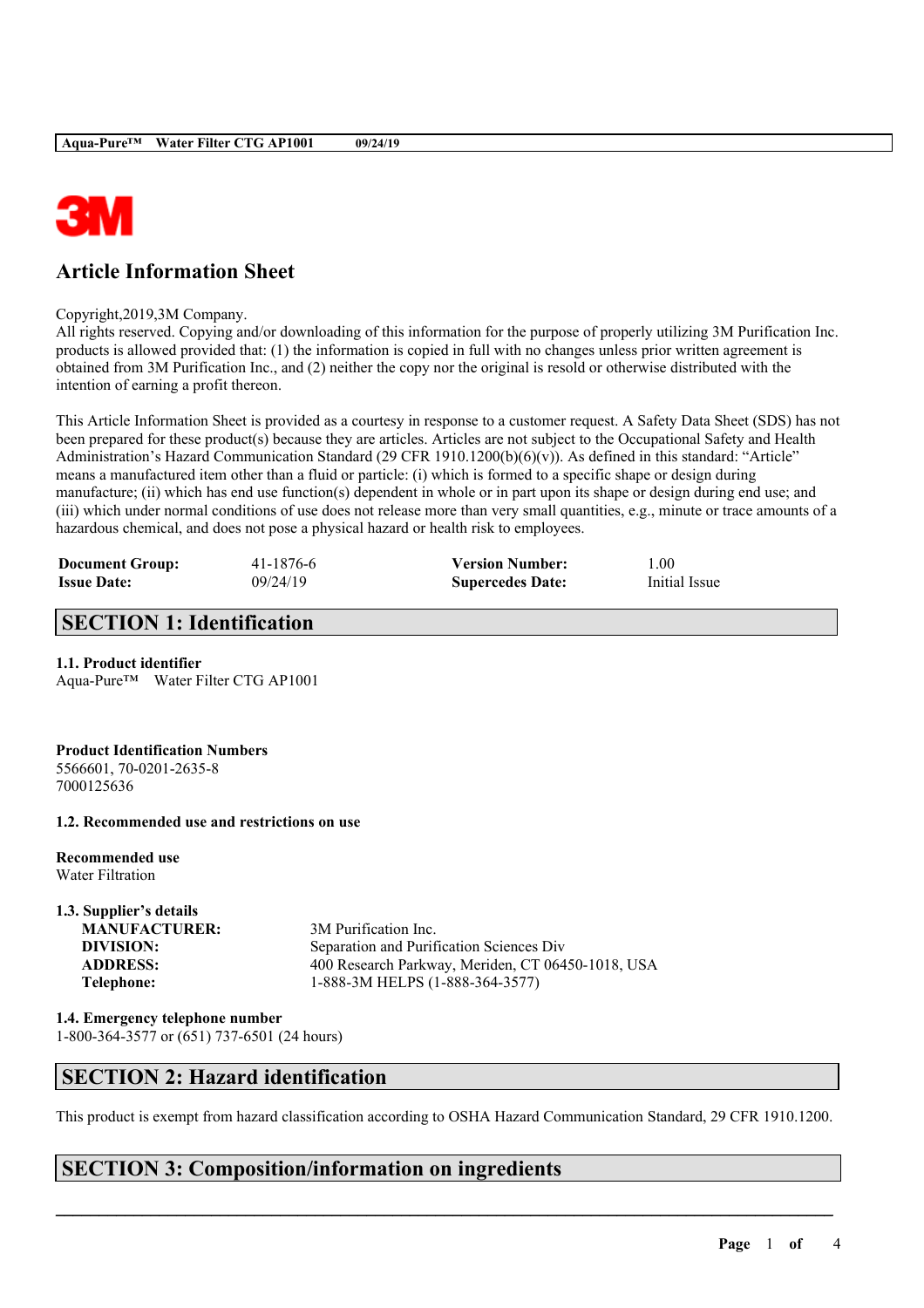# Article Information Sheet

Copyright,2019,3M Company.
All rights reserved. Copying and/or downloading of this information for the purpose of properly utilizing 3M Purification Inc. products is allowed provided that: (1) the information is copied in full with no changes unless prior written agreement is obtained from 3M Purification Inc., and (2) neither the copy nor the original is resold or otherwise distributed with the intention of earning a profit thereon.

This Article Information Sheet is provided as a courtesy in response to a customer request. A Safety Data Sheet (SDS) has not been prepared for these product(s) because they are articles. Articles are not subject to the Occupational Safety and Health Administration's Hazard Communication Standard (29 CFR 1910.1200(b)(6)(v)). As defined in this standard: "Article" means a manufactured item other than a fluid or particle: (i) which is formed to a specific shape or design during manufacture; (ii) which has end use function(s) dependent in whole or in part upon its shape or design during end use; and (iii) which under normal conditions of use does not release more than very small quantities, e.g., minute or trace amounts of a hazardous chemical, and does not pose a physical hazard or health risk to employees.

| | | | |
|---|---|---|---|
| **Document Group:** | 41-1876-6 | **Version Number:** | 1.00 |
| **Issue Date:** | 09/24/19 | **Supercedes Date:** | Initial Issue |

## SECTION 1: Identification

### 1.1. Product identifier

Aqua-Pure™ Water Filter CTG AP1001

**Product Identification Numbers**

5566601, 70-0201-2635-8
7000125636

### 1.2. Recommended use and restrictions on use

**Recommended use**

Water Filtration

### 1.3. Supplier's details

| | |
|---|---|
| **MANUFACTURER:** | 3M Purification Inc. |
| **DIVISION:** | Separation and Purification Sciences Div |
| **ADDRESS:** | 400 Research Parkway, Meriden, CT 06450-1018, USA |
| **Telephone:** | 1-888-3M HELPS (1-888-364-3577) |

### 1.4. Emergency telephone number

1-800-364-3577 or (651) 737-6501 (24 hours)

## SECTION 2: Hazard identification

This product is exempt from hazard classification according to OSHA Hazard Communication Standard, 29 CFR 1910.1200.

## SECTION 3: Composition/information on ingredients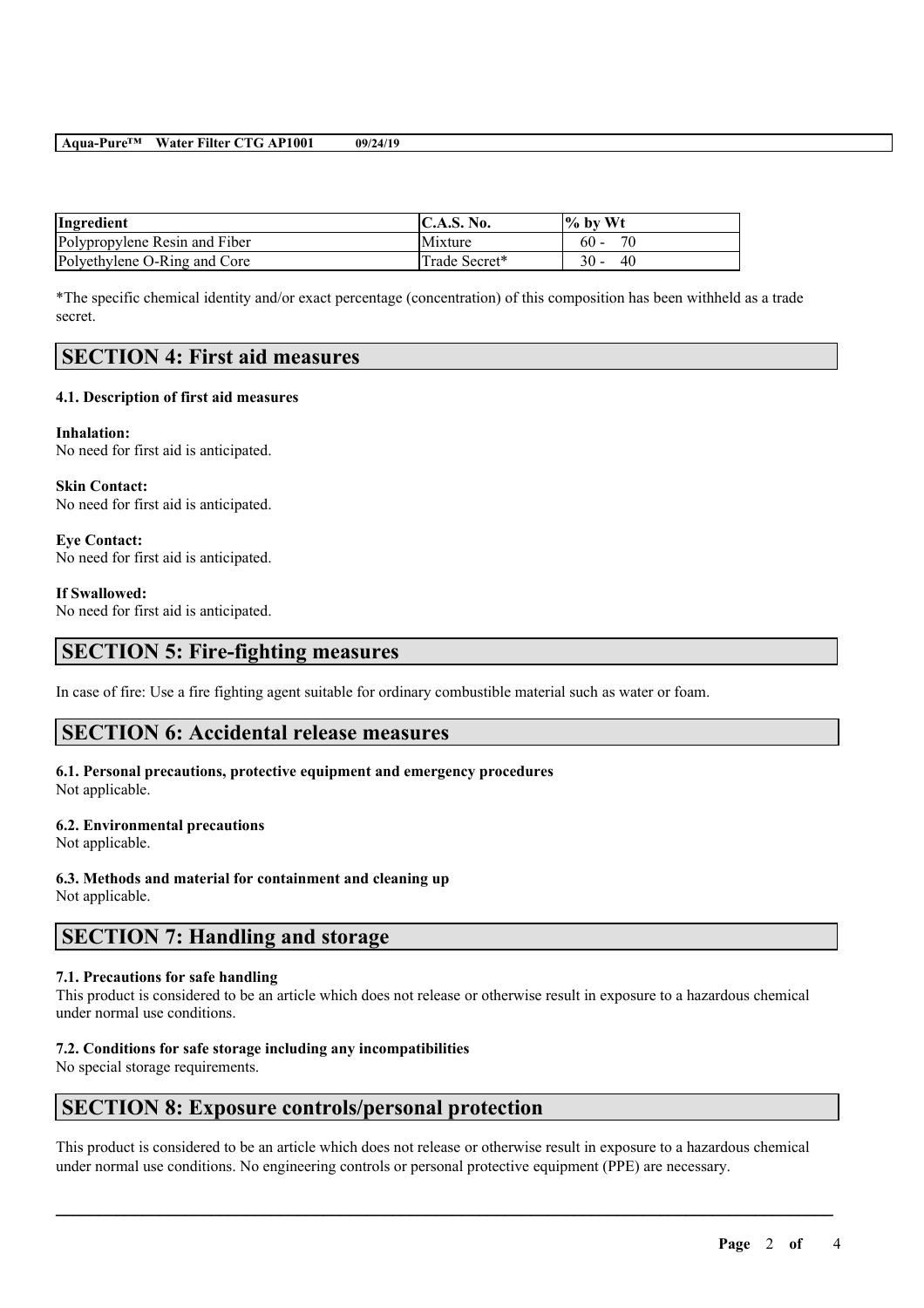| Ingredient | C.A.S. No. | % by Wt |
| --- | --- | --- |
| Polypropylene Resin and Fiber | Mixture | 60 - 70 |
| Polyethylene O-Ring and Core | Trade Secret* | 30 - 40 |

*The specific chemical identity and/or exact percentage (concentration) of this composition has been withheld as a trade secret.

## SECTION 4: First aid measures

### 4.1. Description of first aid measures

**Inhalation:**
No need for first aid is anticipated.

**Skin Contact:**
No need for first aid is anticipated.

**Eye Contact:**
No need for first aid is anticipated.

**If Swallowed:**
No need for first aid is anticipated.

## SECTION 5: Fire-fighting measures

In case of fire: Use a fire fighting agent suitable for ordinary combustible material such as water or foam.

## SECTION 6: Accidental release measures

### 6.1. Personal precautions, protective equipment and emergency procedures

Not applicable.

### 6.2. Environmental precautions

Not applicable.

### 6.3. Methods and material for containment and cleaning up

Not applicable.

## SECTION 7: Handling and storage

### 7.1. Precautions for safe handling

This product is considered to be an article which does not release or otherwise result in exposure to a hazardous chemical under normal use conditions.

### 7.2. Conditions for safe storage including any incompatibilities

No special storage requirements.

## SECTION 8: Exposure controls/personal protection

This product is considered to be an article which does not release or otherwise result in exposure to a hazardous chemical under normal use conditions. No engineering controls or personal protective equipment (PPE) are necessary.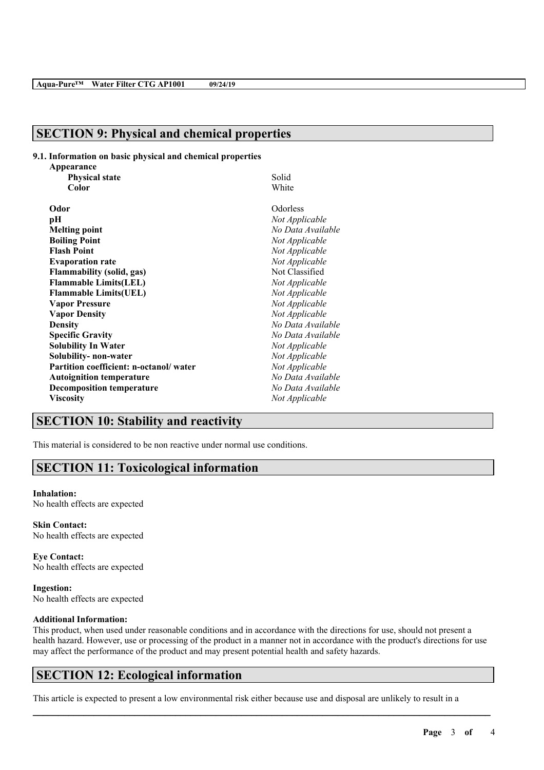## SECTION 9: Physical and chemical properties

**9.1. Information on basic physical and chemical properties**

| Property | Value |
|---|---|
| **Appearance** | |
| **Physical state** | Solid |
| **Color** | White |
| **Odor** | Odorless |
| **pH** | *Not Applicable* |
| **Melting point** | *No Data Available* |
| **Boiling Point** | *Not Applicable* |
| **Flash Point** | *Not Applicable* |
| **Evaporation rate** | *Not Applicable* |
| **Flammability (solid, gas)** | Not Classified |
| **Flammable Limits(LEL)** | *Not Applicable* |
| **Flammable Limits(UEL)** | *Not Applicable* |
| **Vapor Pressure** | *Not Applicable* |
| **Vapor Density** | *Not Applicable* |
| **Density** | *No Data Available* |
| **Specific Gravity** | *No Data Available* |
| **Solubility In Water** | *Not Applicable* |
| **Solubility- non-water** | *Not Applicable* |
| **Partition coefficient: n-octanol/ water** | *Not Applicable* |
| **Autoignition temperature** | *No Data Available* |
| **Decomposition temperature** | *No Data Available* |
| **Viscosity** | *Not Applicable* |

## SECTION 10: Stability and reactivity

This material is considered to be non reactive under normal use conditions.

## SECTION 11: Toxicological information

**Inhalation:**
No health effects are expected

**Skin Contact:**
No health effects are expected

**Eye Contact:**
No health effects are expected

**Ingestion:**
No health effects are expected

**Additional Information:**
This product, when used under reasonable conditions and in accordance with the directions for use, should not present a health hazard. However, use or processing of the product in a manner not in accordance with the product's directions for use may affect the performance of the product and may present potential health and safety hazards.

## SECTION 12: Ecological information

This article is expected to present a low environmental risk either because use and disposal are unlikely to result in a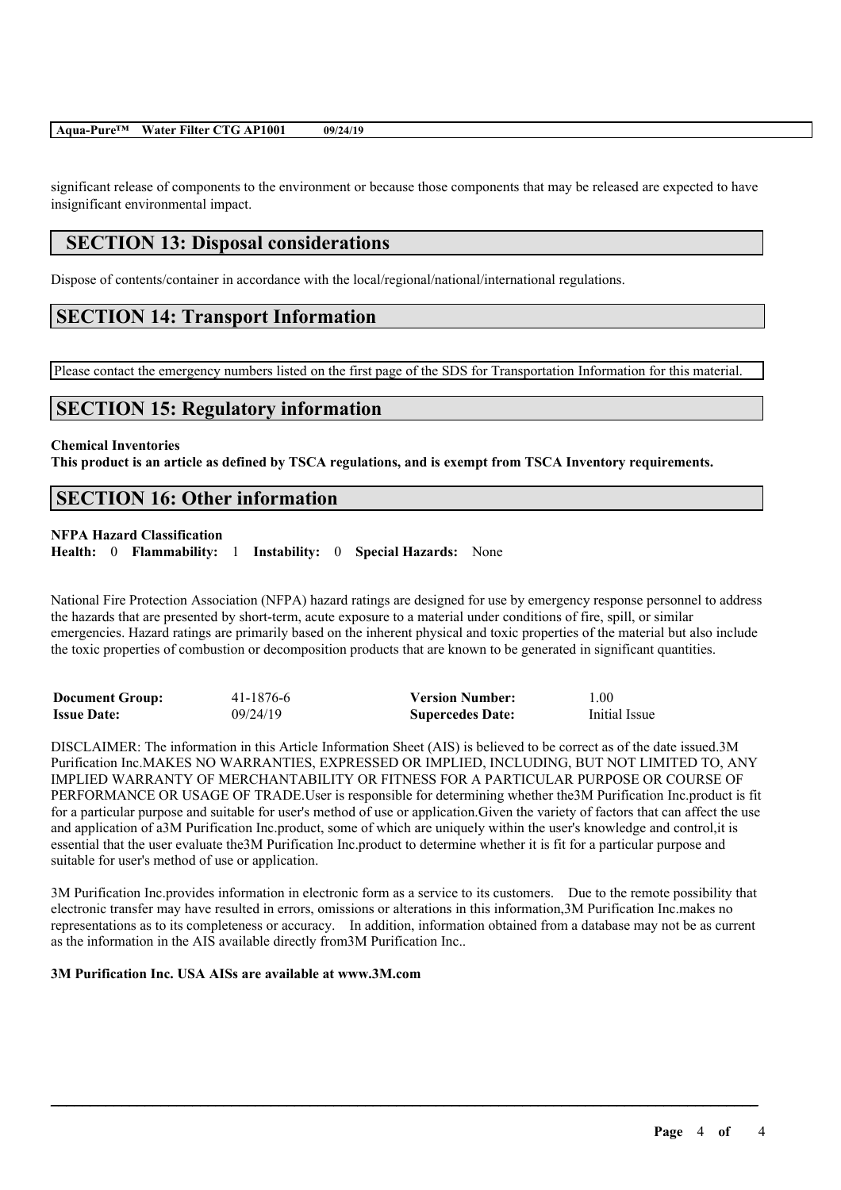significant release of components to the environment or because those components that may be released are expected to have insignificant environmental impact.

## SECTION 13: Disposal considerations

Dispose of contents/container in accordance with the local/regional/national/international regulations.

## SECTION 14: Transport Information

Please contact the emergency numbers listed on the first page of the SDS for Transportation Information for this material.

## SECTION 15: Regulatory information

**Chemical Inventories**

**This product is an article as defined by TSCA regulations, and is exempt from TSCA Inventory requirements.**

## SECTION 16: Other information

**NFPA Hazard Classification**

**Health:** 0 **Flammability:** 1 **Instability:** 0 **Special Hazards:** None

National Fire Protection Association (NFPA) hazard ratings are designed for use by emergency response personnel to address the hazards that are presented by short-term, acute exposure to a material under conditions of fire, spill, or similar emergencies. Hazard ratings are primarily based on the inherent physical and toxic properties of the material but also include the toxic properties of combustion or decomposition products that are known to be generated in significant quantities.

| | | | |
|---|---|---|---|
| **Document Group:** | 41-1876-6 | **Version Number:** | 1.00 |
| **Issue Date:** | 09/24/19 | **Supercedes Date:** | Initial Issue |

DISCLAIMER: The information in this Article Information Sheet (AIS) is believed to be correct as of the date issued.3M Purification Inc.MAKES NO WARRANTIES, EXPRESSED OR IMPLIED, INCLUDING, BUT NOT LIMITED TO, ANY IMPLIED WARRANTY OF MERCHANTABILITY OR FITNESS FOR A PARTICULAR PURPOSE OR COURSE OF PERFORMANCE OR USAGE OF TRADE.User is responsible for determining whether the3M Purification Inc.product is fit for a particular purpose and suitable for user's method of use or application.Given the variety of factors that can affect the use and application of a3M Purification Inc.product, some of which are uniquely within the user's knowledge and control,it is essential that the user evaluate the3M Purification Inc.product to determine whether it is fit for a particular purpose and suitable for user's method of use or application.

3M Purification Inc.provides information in electronic form as a service to its customers. Due to the remote possibility that electronic transfer may have resulted in errors, omissions or alterations in this information,3M Purification Inc.makes no representations as to its completeness or accuracy. In addition, information obtained from a database may not be as current as the information in the AIS available directly from3M Purification Inc..

**3M Purification Inc. USA AISs are available at www.3M.com**